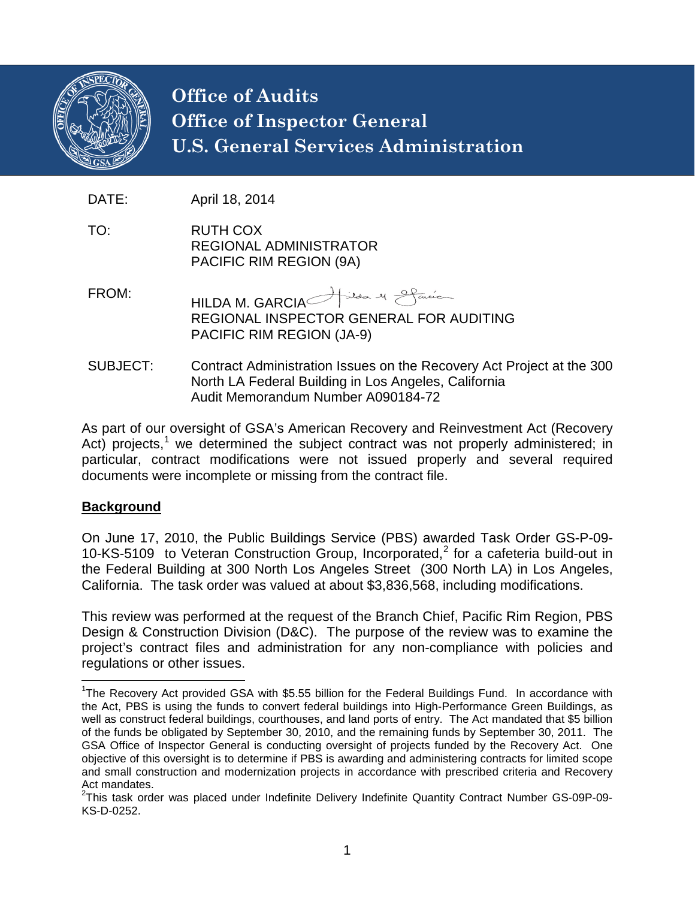# Office of Audits
# Office of Inspector General
# U.S. General Services Administration

DATE: April 18, 2014

TO: RUTH COX
REGIONAL ADMINISTRATOR
PACIFIC RIM REGION (9A)

FROM: HILDA M. GARCIA
REGIONAL INSPECTOR GENERAL FOR AUDITING
PACIFIC RIM REGION (JA-9)

SUBJECT: Contract Administration Issues on the Recovery Act Project at the 300 North LA Federal Building in Los Angeles, California
Audit Memorandum Number A090184-72

As part of our oversight of GSA's American Recovery and Reinvestment Act (Recovery Act) projects,[1] we determined the subject contract was not properly administered; in particular, contract modifications were not issued properly and several required documents were incomplete or missing from the contract file.

## Background

On June 17, 2010, the Public Buildings Service (PBS) awarded Task Order GS-P-09-10-KS-5109 to Veteran Construction Group, Incorporated,[2] for a cafeteria build-out in the Federal Building at 300 North Los Angeles Street (300 North LA) in Los Angeles, California. The task order was valued at about $3,836,568, including modifications.

This review was performed at the request of the Branch Chief, Pacific Rim Region, PBS Design & Construction Division (D&C). The purpose of the review was to examine the project's contract files and administration for any non-compliance with policies and regulations or other issues.

---

[1] The Recovery Act provided GSA with $5.55 billion for the Federal Buildings Fund. In accordance with the Act, PBS is using the funds to convert federal buildings into High-Performance Green Buildings, as well as construct federal buildings, courthouses, and land ports of entry. The Act mandated that $5 billion of the funds be obligated by September 30, 2010, and the remaining funds by September 30, 2011. The GSA Office of Inspector General is conducting oversight of projects funded by the Recovery Act. One objective of this oversight is to determine if PBS is awarding and administering contracts for limited scope and small construction and modernization projects in accordance with prescribed criteria and Recovery Act mandates.

[2] This task order was placed under Indefinite Delivery Indefinite Quantity Contract Number GS-09P-09-KS-D-0252.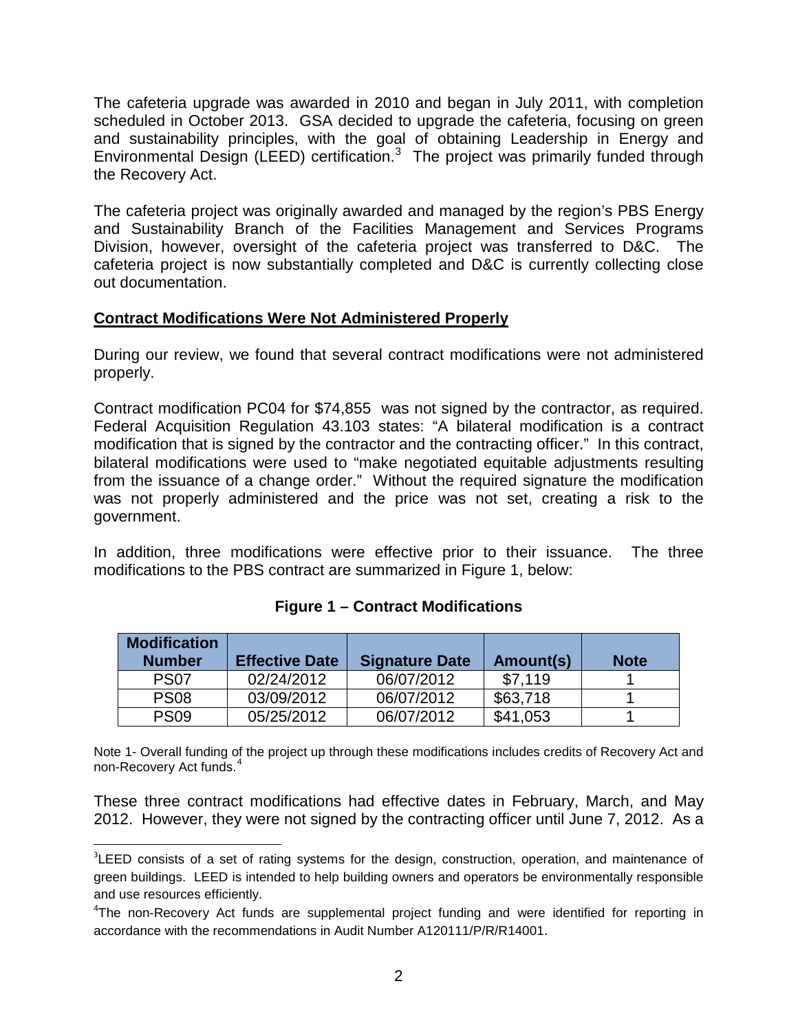The cafeteria upgrade was awarded in 2010 and began in July 2011, with completion scheduled in October 2013. GSA decided to upgrade the cafeteria, focusing on green and sustainability principles, with the goal of obtaining Leadership in Energy and Environmental Design (LEED) certification.[3] The project was primarily funded through the Recovery Act.

The cafeteria project was originally awarded and managed by the region's PBS Energy and Sustainability Branch of the Facilities Management and Services Programs Division, however, oversight of the cafeteria project was transferred to D&C. The cafeteria project is now substantially completed and D&C is currently collecting close out documentation.

**Contract Modifications Were Not Administered Properly**

During our review, we found that several contract modifications were not administered properly.

Contract modification PC04 for $74,855 was not signed by the contractor, as required. Federal Acquisition Regulation 43.103 states: "A bilateral modification is a contract modification that is signed by the contractor and the contracting officer." In this contract, bilateral modifications were used to "make negotiated equitable adjustments resulting from the issuance of a change order." Without the required signature the modification was not properly administered and the price was not set, creating a risk to the government.

In addition, three modifications were effective prior to their issuance. The three modifications to the PBS contract are summarized in Figure 1, below:

**Figure 1 – Contract Modifications**

| Modification Number | Effective Date | Signature Date | Amount(s) | Note |
|---|---|---|---|---|
| PS07 | 02/24/2012 | 06/07/2012 | $7,119 | 1 |
| PS08 | 03/09/2012 | 06/07/2012 | $63,718 | 1 |
| PS09 | 05/25/2012 | 06/07/2012 | $41,053 | 1 |

Note 1- Overall funding of the project up through these modifications includes credits of Recovery Act and non-Recovery Act funds.[4]

These three contract modifications had effective dates in February, March, and May 2012. However, they were not signed by the contracting officer until June 7, 2012. As a

[3] LEED consists of a set of rating systems for the design, construction, operation, and maintenance of green buildings. LEED is intended to help building owners and operators be environmentally responsible and use resources efficiently.

[4] The non-Recovery Act funds are supplemental project funding and were identified for reporting in accordance with the recommendations in Audit Number A120111/P/R/R14001.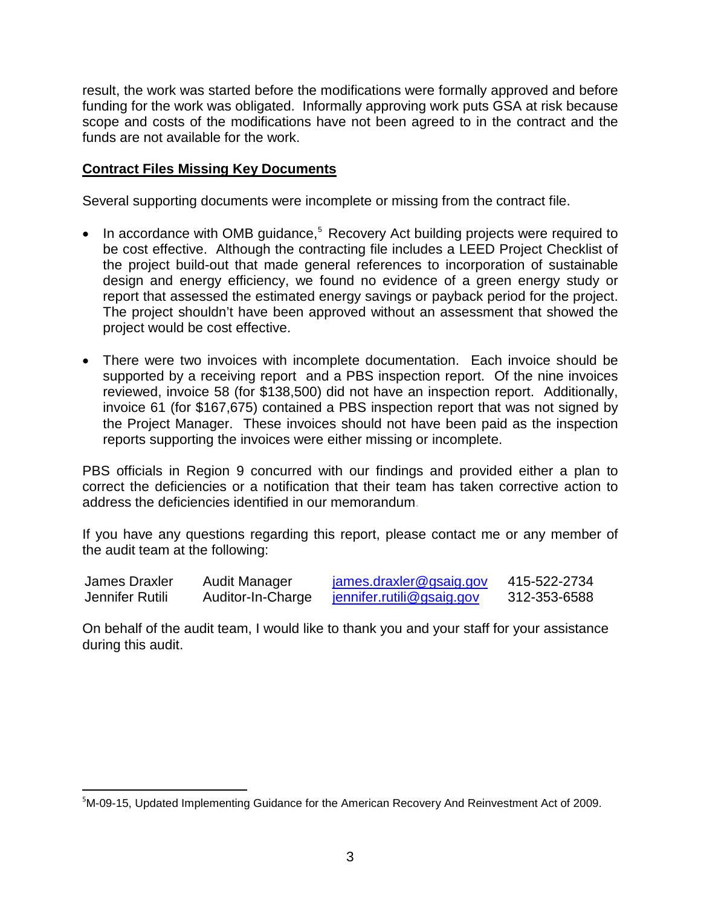result, the work was started before the modifications were formally approved and before funding for the work was obligated. Informally approving work puts GSA at risk because scope and costs of the modifications have not been agreed to in the contract and the funds are not available for the work.

**Contract Files Missing Key Documents**

Several supporting documents were incomplete or missing from the contract file.

- In accordance with OMB guidance,[5] Recovery Act building projects were required to be cost effective. Although the contracting file includes a LEED Project Checklist of the project build-out that made general references to incorporation of sustainable design and energy efficiency, we found no evidence of a green energy study or report that assessed the estimated energy savings or payback period for the project. The project shouldn't have been approved without an assessment that showed the project would be cost effective.

- There were two invoices with incomplete documentation. Each invoice should be supported by a receiving report and a PBS inspection report. Of the nine invoices reviewed, invoice 58 (for $138,500) did not have an inspection report. Additionally, invoice 61 (for $167,675) contained a PBS inspection report that was not signed by the Project Manager. These invoices should not have been paid as the inspection reports supporting the invoices were either missing or incomplete.

PBS officials in Region 9 concurred with our findings and provided either a plan to correct the deficiencies or a notification that their team has taken corrective action to address the deficiencies identified in our memorandum.

If you have any questions regarding this report, please contact me or any member of the audit team at the following:

| | | | |
|---|---|---|---|
| James Draxler | Audit Manager | james.draxler@gsaig.gov | 415-522-2734 |
| Jennifer Rutili | Auditor-In-Charge | jennifer.rutili@gsaig.gov | 312-353-6588 |

On behalf of the audit team, I would like to thank you and your staff for your assistance during this audit.

[5] M-09-15, Updated Implementing Guidance for the American Recovery And Reinvestment Act of 2009.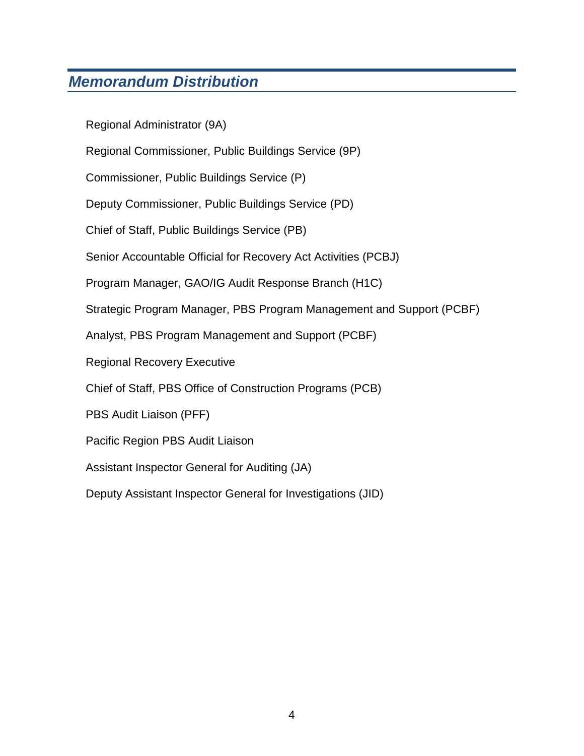## *Memorandum Distribution*

Regional Administrator (9A)

Regional Commissioner, Public Buildings Service (9P)

Commissioner, Public Buildings Service (P)

Deputy Commissioner, Public Buildings Service (PD)

Chief of Staff, Public Buildings Service (PB)

Senior Accountable Official for Recovery Act Activities (PCBJ)

Program Manager, GAO/IG Audit Response Branch (H1C)

Strategic Program Manager, PBS Program Management and Support (PCBF)

Analyst, PBS Program Management and Support (PCBF)

Regional Recovery Executive

Chief of Staff, PBS Office of Construction Programs (PCB)

PBS Audit Liaison (PFF)

Pacific Region PBS Audit Liaison

Assistant Inspector General for Auditing (JA)

Deputy Assistant Inspector General for Investigations (JID)